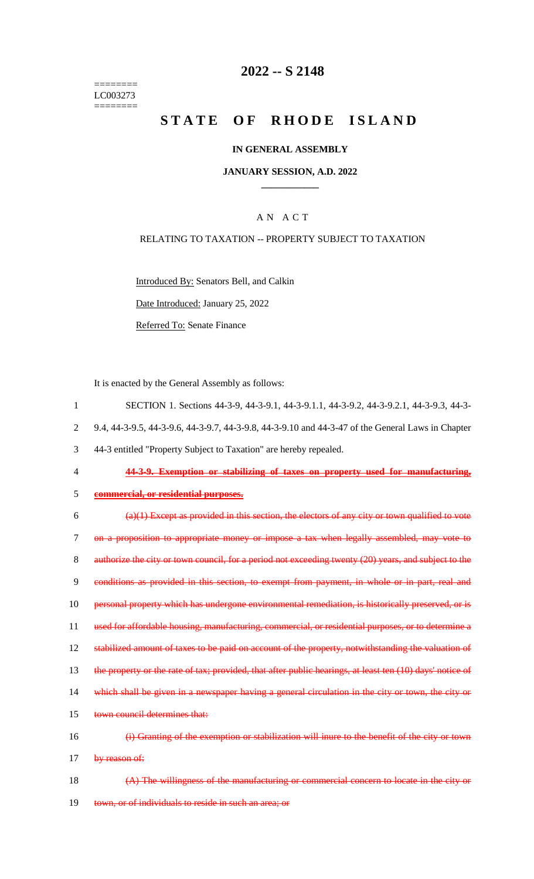# 2022 -- S 2148

========
LC003273
========

# STATE OF RHODE ISLAND

## IN GENERAL ASSEMBLY

### JANUARY SESSION, A.D. 2022

---

A N A C T

RELATING TO TAXATION -- PROPERTY SUBJECT TO TAXATION

Introduced By: Senators Bell, and Calkin

Date Introduced: January 25, 2022

Referred To: Senate Finance

It is enacted by the General Assembly as follows:

1 SECTION 1. Sections 44-3-9, 44-3-9.1, 44-3-9.1.1, 44-3-9.2, 44-3-9.2.1, 44-3-9.3, 44-3-
2 9.4, 44-3-9.5, 44-3-9.6, 44-3-9.7, 44-3-9.8, 44-3-9.10 and 44-3-47 of the General Laws in Chapter
3 44-3 entitled "Property Subject to Taxation" are hereby repealed.

4 ~~**44-3-9. Exemption or stabilizing of taxes on property used for manufacturing,**~~
5 ~~**commercial, or residential purposes.**~~

6 ~~(a)(1) Except as provided in this section, the electors of any city or town qualified to vote~~
7 ~~on a proposition to appropriate money or impose a tax when legally assembled, may vote to~~
8 ~~authorize the city or town council, for a period not exceeding twenty (20) years, and subject to the~~
9 ~~conditions as provided in this section, to exempt from payment, in whole or in part, real and~~
10 ~~personal property which has undergone environmental remediation, is historically preserved, or is~~
11 ~~used for affordable housing, manufacturing, commercial, or residential purposes, or to determine a~~
12 ~~stabilized amount of taxes to be paid on account of the property, notwithstanding the valuation of~~
13 ~~the property or the rate of tax; provided, that after public hearings, at least ten (10) days' notice of~~
14 ~~which shall be given in a newspaper having a general circulation in the city or town, the city or~~
15 ~~town council determines that:~~

16 ~~(i) Granting of the exemption or stabilization will inure to the benefit of the city or town~~
17 ~~by reason of:~~

18 ~~(A) The willingness of the manufacturing or commercial concern to locate in the city or~~
19 ~~town, or of individuals to reside in such an area; or~~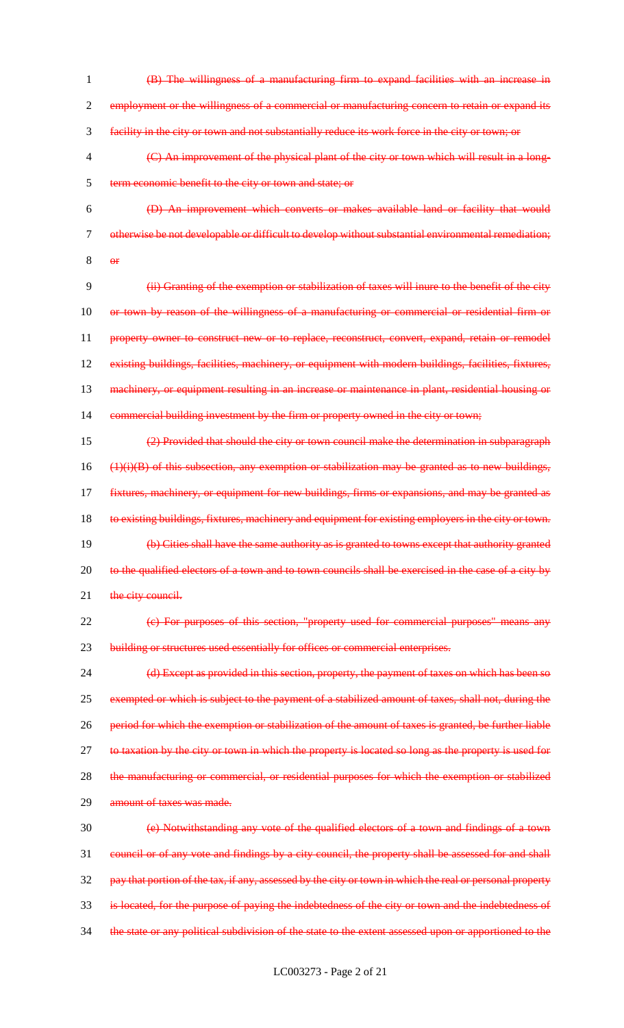~~(B) The willingness of a manufacturing firm to expand facilities with an increase in employment or the willingness of a commercial or manufacturing concern to retain or expand its facility in the city or town and not substantially reduce its work force in the city or town; or~~

~~(C) An improvement of the physical plant of the city or town which will result in a long-term economic benefit to the city or town and state; or~~

~~(D) An improvement which converts or makes available land or facility that would otherwise be not developable or difficult to develop without substantial environmental remediation; or~~

~~(ii) Granting of the exemption or stabilization of taxes will inure to the benefit of the city or town by reason of the willingness of a manufacturing or commercial or residential firm or property owner to construct new or to replace, reconstruct, convert, expand, retain or remodel existing buildings, facilities, machinery, or equipment with modern buildings, facilities, fixtures, machinery, or equipment resulting in an increase or maintenance in plant, residential housing or commercial building investment by the firm or property owned in the city or town;~~

~~(2) Provided that should the city or town council make the determination in subparagraph (1)(i)(B) of this subsection, any exemption or stabilization may be granted as to new buildings, fixtures, machinery, or equipment for new buildings, firms or expansions, and may be granted as to existing buildings, fixtures, machinery and equipment for existing employers in the city or town.~~

~~(b) Cities shall have the same authority as is granted to towns except that authority granted to the qualified electors of a town and to town councils shall be exercised in the case of a city by the city council.~~

~~(c) For purposes of this section, "property used for commercial purposes" means any building or structures used essentially for offices or commercial enterprises.~~

~~(d) Except as provided in this section, property, the payment of taxes on which has been so exempted or which is subject to the payment of a stabilized amount of taxes, shall not, during the period for which the exemption or stabilization of the amount of taxes is granted, be further liable to taxation by the city or town in which the property is located so long as the property is used for the manufacturing or commercial, or residential purposes for which the exemption or stabilized amount of taxes was made.~~

~~(e) Notwithstanding any vote of the qualified electors of a town and findings of a town council or of any vote and findings by a city council, the property shall be assessed for and shall pay that portion of the tax, if any, assessed by the city or town in which the real or personal property is located, for the purpose of paying the indebtedness of the city or town and the indebtedness of the state or any political subdivision of the state to the extent assessed upon or apportioned to the~~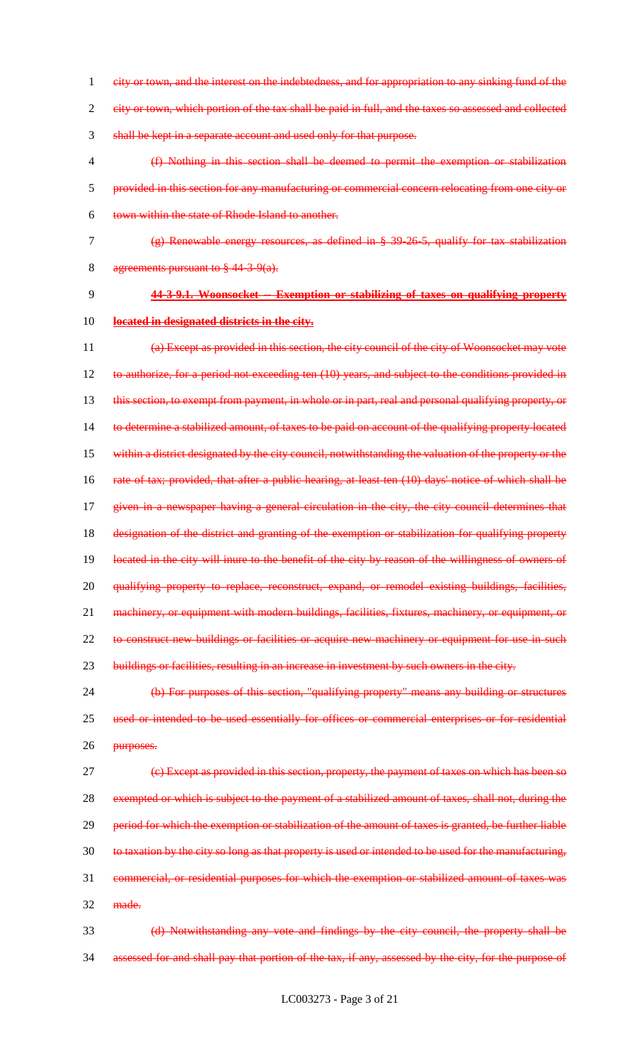city or town, and the interest on the indebtedness, and for appropriation to any sinking fund of the city or town, which portion of the tax shall be paid in full, and the taxes so assessed and collected shall be kept in a separate account and used only for that purpose.

(f) Nothing in this section shall be deemed to permit the exemption or stabilization provided in this section for any manufacturing or commercial concern relocating from one city or town within the state of Rhode Island to another.

(g) Renewable energy resources, as defined in § 39-26-5, qualify for tax stabilization agreements pursuant to § 44-3-9(a).

**44-3-9.1. Woonsocket -- Exemption or stabilizing of taxes on qualifying property located in designated districts in the city.**

(a) Except as provided in this section, the city council of the city of Woonsocket may vote to authorize, for a period not exceeding ten (10) years, and subject to the conditions provided in this section, to exempt from payment, in whole or in part, real and personal qualifying property, or to determine a stabilized amount, of taxes to be paid on account of the qualifying property located within a district designated by the city council, notwithstanding the valuation of the property or the rate of tax; provided, that after a public hearing, at least ten (10) days' notice of which shall be given in a newspaper having a general circulation in the city, the city council determines that designation of the district and granting of the exemption or stabilization for qualifying property located in the city will inure to the benefit of the city by reason of the willingness of owners of qualifying property to replace, reconstruct, expand, or remodel existing buildings, facilities, machinery, or equipment with modern buildings, facilities, fixtures, machinery, or equipment, or to construct new buildings or facilities or acquire new machinery or equipment for use in such buildings or facilities, resulting in an increase in investment by such owners in the city.

(b) For purposes of this section, "qualifying property" means any building or structures used or intended to be used essentially for offices or commercial enterprises or for residential purposes.

(c) Except as provided in this section, property, the payment of taxes on which has been so exempted or which is subject to the payment of a stabilized amount of taxes, shall not, during the period for which the exemption or stabilization of the amount of taxes is granted, be further liable to taxation by the city so long as that property is used or intended to be used for the manufacturing, commercial, or residential purposes for which the exemption or stabilized amount of taxes was made.

(d) Notwithstanding any vote and findings by the city council, the property shall be assessed for and shall pay that portion of the tax, if any, assessed by the city, for the purpose of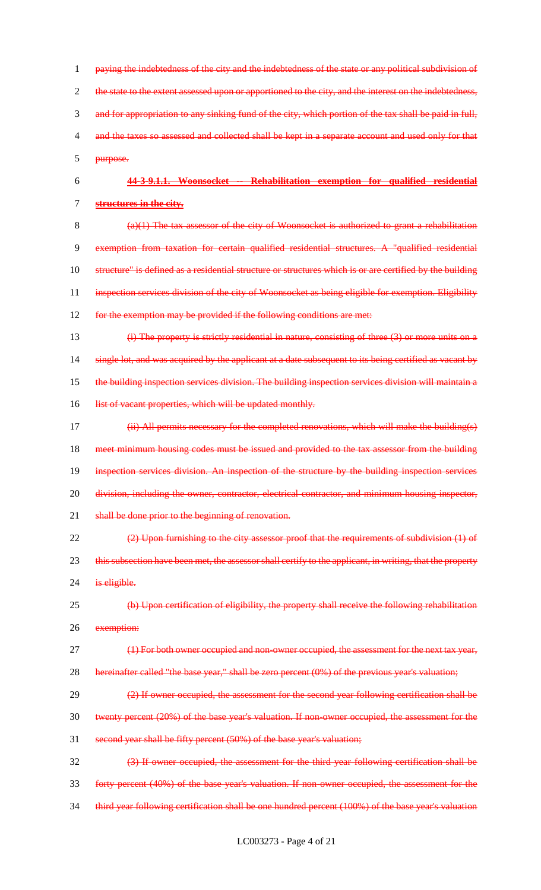paying the indebtedness of the city and the indebtedness of the state or any political subdivision of the state to the extent assessed upon or apportioned to the city, and the interest on the indebtedness, and for appropriation to any sinking fund of the city, which portion of the tax shall be paid in full, and the taxes so assessed and collected shall be kept in a separate account and used only for that purpose.

**44-3-9.1.1. Woonsocket -- Rehabilitation exemption for qualified residential structures in the city.**

(a)(1) The tax assessor of the city of Woonsocket is authorized to grant a rehabilitation exemption from taxation for certain qualified residential structures. A "qualified residential structure" is defined as a residential structure or structures which is or are certified by the building inspection services division of the city of Woonsocket as being eligible for exemption. Eligibility for the exemption may be provided if the following conditions are met:

(i) The property is strictly residential in nature, consisting of three (3) or more units on a single lot, and was acquired by the applicant at a date subsequent to its being certified as vacant by the building inspection services division. The building inspection services division will maintain a list of vacant properties, which will be updated monthly.

(ii) All permits necessary for the completed renovations, which will make the building(s) meet minimum housing codes must be issued and provided to the tax assessor from the building inspection services division. An inspection of the structure by the building inspection services division, including the owner, contractor, electrical contractor, and minimum housing inspector, shall be done prior to the beginning of renovation.

(2) Upon furnishing to the city assessor proof that the requirements of subdivision (1) of this subsection have been met, the assessor shall certify to the applicant, in writing, that the property is eligible.

(b) Upon certification of eligibility, the property shall receive the following rehabilitation exemption:

(1) For both owner occupied and non-owner occupied, the assessment for the next tax year, hereinafter called "the base year," shall be zero percent (0%) of the previous year's valuation;

(2) If owner occupied, the assessment for the second year following certification shall be twenty percent (20%) of the base year's valuation. If non-owner occupied, the assessment for the second year shall be fifty percent (50%) of the base year's valuation;

(3) If owner occupied, the assessment for the third year following certification shall be forty percent (40%) of the base year's valuation. If non-owner occupied, the assessment for the third year following certification shall be one hundred percent (100%) of the base year's valuation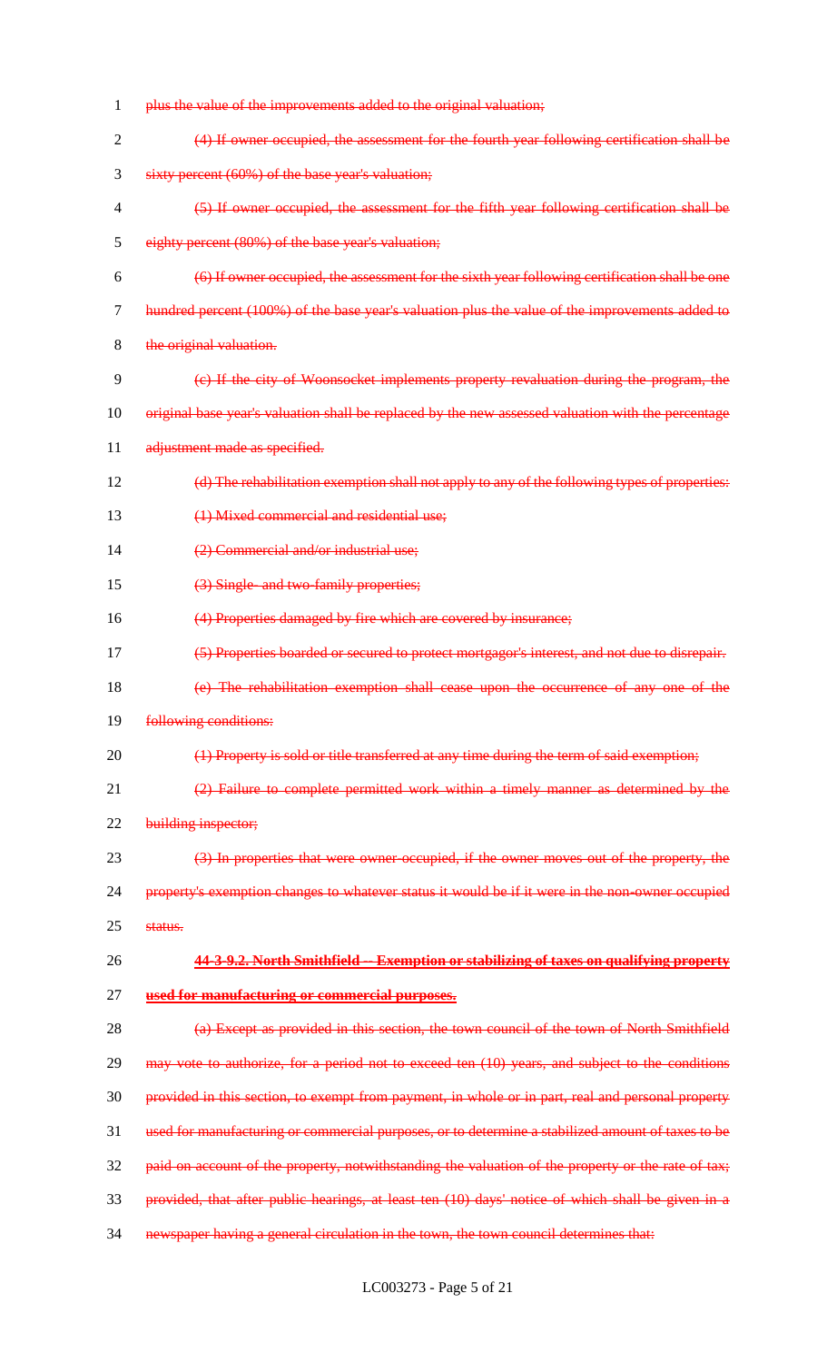~~plus the value of the improvements added to the original valuation;~~

~~(4) If owner occupied, the assessment for the fourth year following certification shall be sixty percent (60%) of the base year's valuation;~~

~~(5) If owner occupied, the assessment for the fifth year following certification shall be eighty percent (80%) of the base year's valuation;~~

~~(6) If owner occupied, the assessment for the sixth year following certification shall be one hundred percent (100%) of the base year's valuation plus the value of the improvements added to the original valuation.~~

~~(c) If the city of Woonsocket implements property revaluation during the program, the original base year's valuation shall be replaced by the new assessed valuation with the percentage adjustment made as specified.~~

~~(d) The rehabilitation exemption shall not apply to any of the following types of properties:~~

~~(1) Mixed commercial and residential use;~~

~~(2) Commercial and/or industrial use;~~

~~(3) Single- and two-family properties;~~

~~(4) Properties damaged by fire which are covered by insurance;~~

~~(5) Properties boarded or secured to protect mortgagor's interest, and not due to disrepair.~~

~~(e) The rehabilitation exemption shall cease upon the occurrence of any one of the following conditions:~~

~~(1) Property is sold or title transferred at any time during the term of said exemption;~~

~~(2) Failure to complete permitted work within a timely manner as determined by the building inspector;~~

~~(3) In properties that were owner-occupied, if the owner moves out of the property, the property's exemption changes to whatever status it would be if it were in the non-owner occupied status.~~

~~**44-3-9.2. North Smithfield -- Exemption or stabilizing of taxes on qualifying property used for manufacturing or commercial purposes.**~~

~~(a) Except as provided in this section, the town council of the town of North Smithfield may vote to authorize, for a period not to exceed ten (10) years, and subject to the conditions provided in this section, to exempt from payment, in whole or in part, real and personal property used for manufacturing or commercial purposes, or to determine a stabilized amount of taxes to be paid on account of the property, notwithstanding the valuation of the property or the rate of tax; provided, that after public hearings, at least ten (10) days' notice of which shall be given in a newspaper having a general circulation in the town, the town council determines that:~~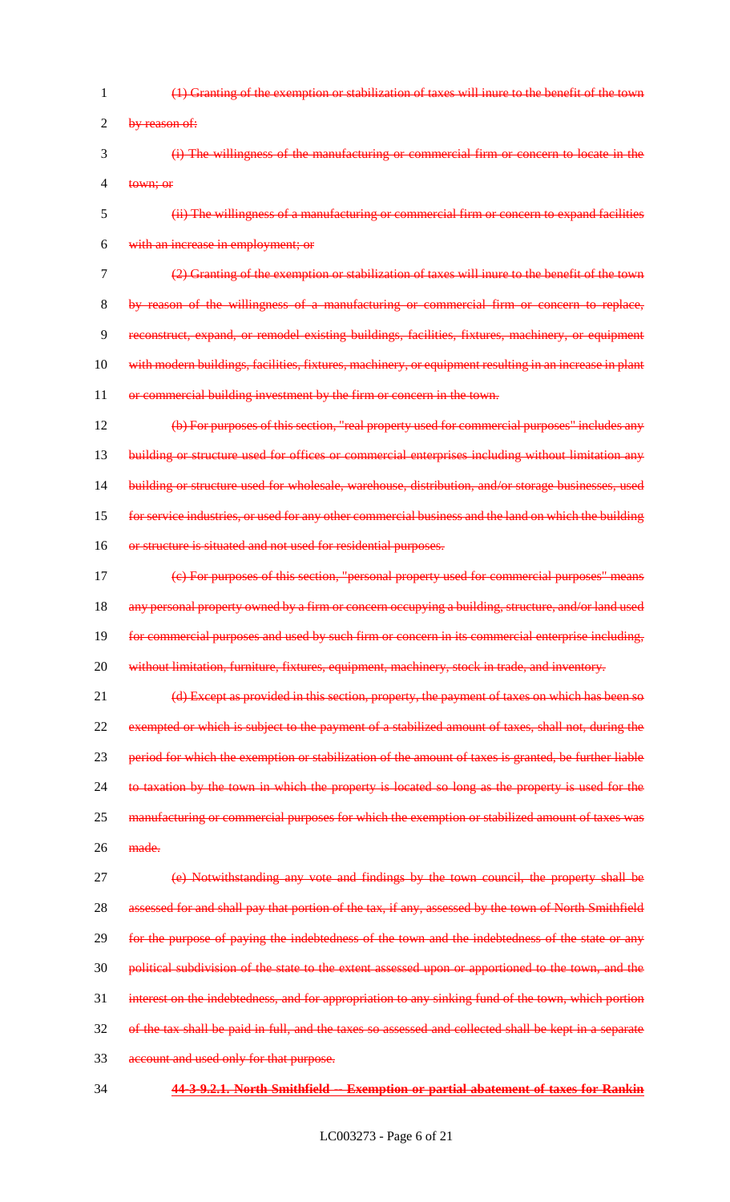~~(1) Granting of the exemption or stabilization of taxes will inure to the benefit of the town by reason of:~~

~~(i) The willingness of the manufacturing or commercial firm or concern to locate in the town; or~~

~~(ii) The willingness of a manufacturing or commercial firm or concern to expand facilities with an increase in employment; or~~

~~(2) Granting of the exemption or stabilization of taxes will inure to the benefit of the town by reason of the willingness of a manufacturing or commercial firm or concern to replace, reconstruct, expand, or remodel existing buildings, facilities, fixtures, machinery, or equipment with modern buildings, facilities, fixtures, machinery, or equipment resulting in an increase in plant or commercial building investment by the firm or concern in the town.~~

~~(b) For purposes of this section, "real property used for commercial purposes" includes any building or structure used for offices or commercial enterprises including without limitation any building or structure used for wholesale, warehouse, distribution, and/or storage businesses, used for service industries, or used for any other commercial business and the land on which the building or structure is situated and not used for residential purposes.~~

~~(c) For purposes of this section, "personal property used for commercial purposes" means any personal property owned by a firm or concern occupying a building, structure, and/or land used for commercial purposes and used by such firm or concern in its commercial enterprise including, without limitation, furniture, fixtures, equipment, machinery, stock in trade, and inventory.~~

~~(d) Except as provided in this section, property, the payment of taxes on which has been so exempted or which is subject to the payment of a stabilized amount of taxes, shall not, during the period for which the exemption or stabilization of the amount of taxes is granted, be further liable to taxation by the town in which the property is located so long as the property is used for the manufacturing or commercial purposes for which the exemption or stabilized amount of taxes was made.~~

~~(e) Notwithstanding any vote and findings by the town council, the property shall be assessed for and shall pay that portion of the tax, if any, assessed by the town of North Smithfield for the purpose of paying the indebtedness of the town and the indebtedness of the state or any political subdivision of the state to the extent assessed upon or apportioned to the town, and the interest on the indebtedness, and for appropriation to any sinking fund of the town, which portion of the tax shall be paid in full, and the taxes so assessed and collected shall be kept in a separate account and used only for that purpose.~~

~~**44-3-9.2.1. North Smithfield -- Exemption or partial abatement of taxes for Rankin**~~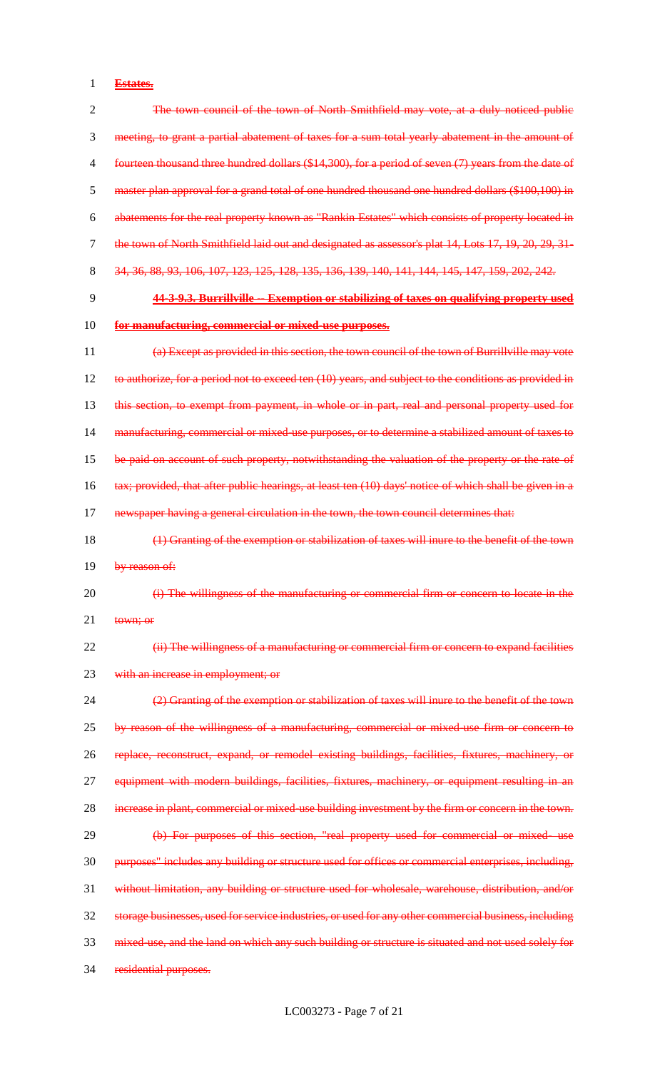**Estates.**

The town council of the town of North Smithfield may vote, at a duly noticed public meeting, to grant a partial abatement of taxes for a sum total yearly abatement in the amount of fourteen thousand three hundred dollars ($14,300), for a period of seven (7) years from the date of master plan approval for a grand total of one hundred thousand one hundred dollars ($100,100) in abatements for the real property known as "Rankin Estates" which consists of property located in the town of North Smithfield laid out and designated as assessor's plat 14, Lots 17, 19, 20, 29, 31-34, 36, 88, 93, 106, 107, 123, 125, 128, 135, 136, 139, 140, 141, 144, 145, 147, 159, 202, 242.

**44-3-9.3. Burrillville -- Exemption or stabilizing of taxes on qualifying property used for manufacturing, commercial or mixed-use purposes.**

(a) Except as provided in this section, the town council of the town of Burrillville may vote to authorize, for a period not to exceed ten (10) years, and subject to the conditions as provided in this section, to exempt from payment, in whole or in part, real and personal property used for manufacturing, commercial or mixed-use purposes, or to determine a stabilized amount of taxes to be paid on account of such property, notwithstanding the valuation of the property or the rate of tax; provided, that after public hearings, at least ten (10) days' notice of which shall be given in a newspaper having a general circulation in the town, the town council determines that:

(1) Granting of the exemption or stabilization of taxes will inure to the benefit of the town by reason of:

(i) The willingness of the manufacturing or commercial firm or concern to locate in the town; or

(ii) The willingness of a manufacturing or commercial firm or concern to expand facilities with an increase in employment; or

(2) Granting of the exemption or stabilization of taxes will inure to the benefit of the town by reason of the willingness of a manufacturing, commercial or mixed-use firm or concern to replace, reconstruct, expand, or remodel existing buildings, facilities, fixtures, machinery, or equipment with modern buildings, facilities, fixtures, machinery, or equipment resulting in an increase in plant, commercial or mixed-use building investment by the firm or concern in the town.

(b) For purposes of this section, "real property used for commercial or mixed- use purposes" includes any building or structure used for offices or commercial enterprises, including, without limitation, any building or structure used for wholesale, warehouse, distribution, and/or storage businesses, used for service industries, or used for any other commercial business, including mixed-use, and the land on which any such building or structure is situated and not used solely for residential purposes.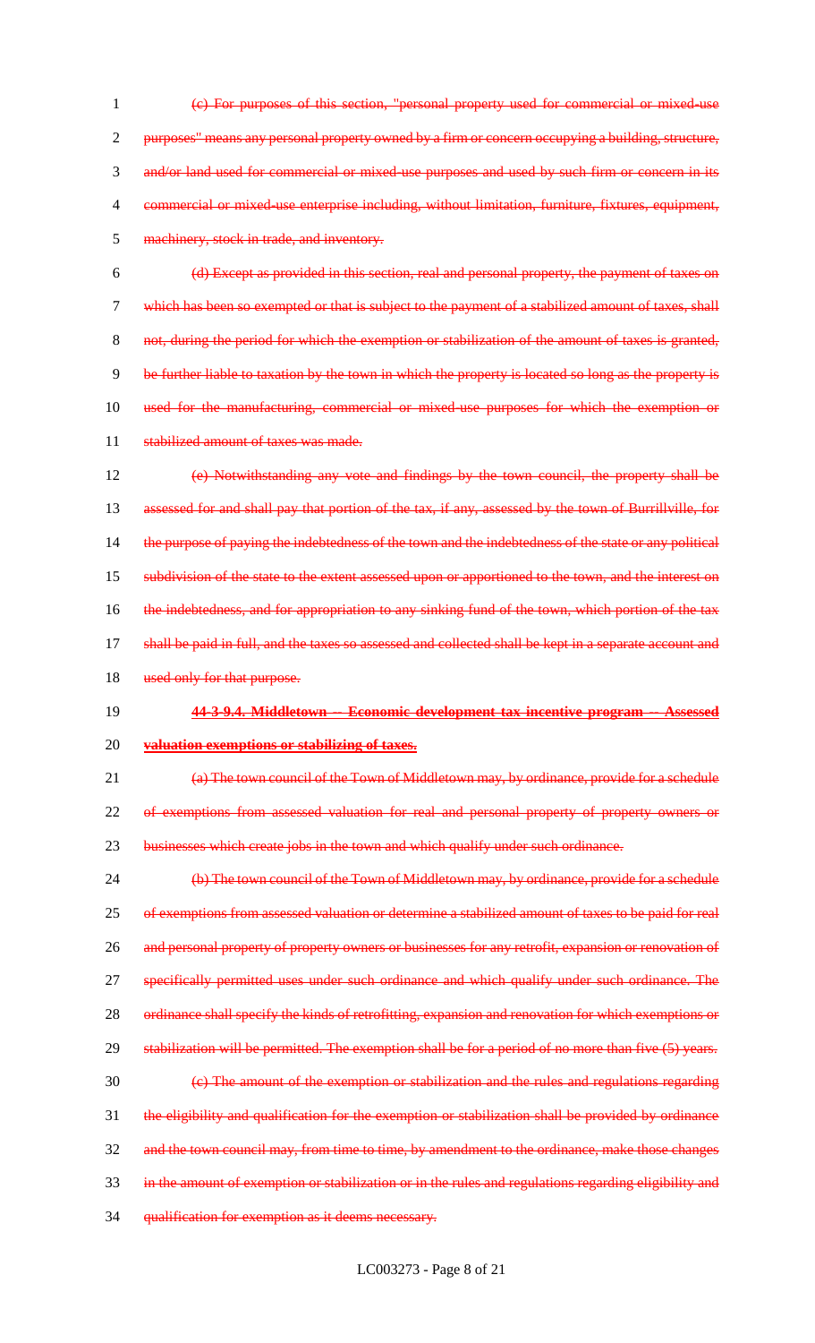1 (c) For purposes of this section, "personal property used for commercial or mixed-use
2 purposes" means any personal property owned by a firm or concern occupying a building, structure,
3 and/or land used for commercial or mixed-use purposes and used by such firm or concern in its
4 commercial or mixed-use enterprise including, without limitation, furniture, fixtures, equipment,
5 machinery, stock in trade, and inventory.

6 (d) Except as provided in this section, real and personal property, the payment of taxes on
7 which has been so exempted or that is subject to the payment of a stabilized amount of taxes, shall
8 not, during the period for which the exemption or stabilization of the amount of taxes is granted,
9 be further liable to taxation by the town in which the property is located so long as the property is
10 used for the manufacturing, commercial or mixed-use purposes for which the exemption or
11 stabilized amount of taxes was made.

12 (e) Notwithstanding any vote and findings by the town council, the property shall be
13 assessed for and shall pay that portion of the tax, if any, assessed by the town of Burrillville, for
14 the purpose of paying the indebtedness of the town and the indebtedness of the state or any political
15 subdivision of the state to the extent assessed upon or apportioned to the town, and the interest on
16 the indebtedness, and for appropriation to any sinking fund of the town, which portion of the tax
17 shall be paid in full, and the taxes so assessed and collected shall be kept in a separate account and
18 used only for that purpose.

19 **44-3-9.4. Middletown -- Economic development tax incentive program -- Assessed**
20 **valuation exemptions or stabilizing of taxes.**

21 (a) The town council of the Town of Middletown may, by ordinance, provide for a schedule
22 of exemptions from assessed valuation for real and personal property of property owners or
23 businesses which create jobs in the town and which qualify under such ordinance.

24 (b) The town council of the Town of Middletown may, by ordinance, provide for a schedule
25 of exemptions from assessed valuation or determine a stabilized amount of taxes to be paid for real
26 and personal property of property owners or businesses for any retrofit, expansion or renovation of
27 specifically permitted uses under such ordinance and which qualify under such ordinance. The
28 ordinance shall specify the kinds of retrofitting, expansion and renovation for which exemptions or
29 stabilization will be permitted. The exemption shall be for a period of no more than five (5) years.

30 (c) The amount of the exemption or stabilization and the rules and regulations regarding
31 the eligibility and qualification for the exemption or stabilization shall be provided by ordinance
32 and the town council may, from time to time, by amendment to the ordinance, make those changes
33 in the amount of exemption or stabilization or in the rules and regulations regarding eligibility and
34 qualification for exemption as it deems necessary.

LC003273 - Page 8 of 21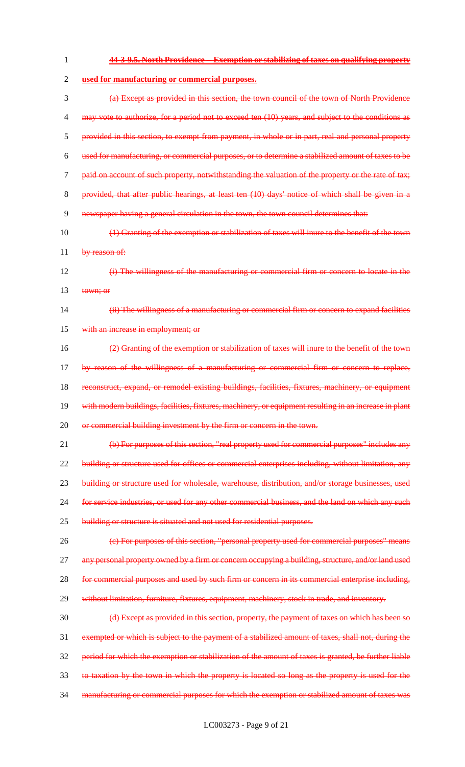~~**44-3-9.5. North Providence -- Exemption or stabilizing of taxes on qualifying property used for manufacturing or commercial purposes.**~~

~~(a) Except as provided in this section, the town council of the town of North Providence may vote to authorize, for a period not to exceed ten (10) years, and subject to the conditions as provided in this section, to exempt from payment, in whole or in part, real and personal property used for manufacturing, or commercial purposes, or to determine a stabilized amount of taxes to be paid on account of such property, notwithstanding the valuation of the property or the rate of tax; provided, that after public hearings, at least ten (10) days' notice of which shall be given in a newspaper having a general circulation in the town, the town council determines that:~~

~~(1) Granting of the exemption or stabilization of taxes will inure to the benefit of the town by reason of:~~

~~(i) The willingness of the manufacturing or commercial firm or concern to locate in the town; or~~

~~(ii) The willingness of a manufacturing or commercial firm or concern to expand facilities with an increase in employment; or~~

~~(2) Granting of the exemption or stabilization of taxes will inure to the benefit of the town by reason of the willingness of a manufacturing or commercial firm or concern to replace, reconstruct, expand, or remodel existing buildings, facilities, fixtures, machinery, or equipment with modern buildings, facilities, fixtures, machinery, or equipment resulting in an increase in plant or commercial building investment by the firm or concern in the town.~~

~~(b) For purposes of this section, "real property used for commercial purposes" includes any building or structure used for offices or commercial enterprises including, without limitation, any building or structure used for wholesale, warehouse, distribution, and/or storage businesses, used for service industries, or used for any other commercial business, and the land on which any such building or structure is situated and not used for residential purposes.~~

~~(c) For purposes of this section, "personal property used for commercial purposes" means any personal property owned by a firm or concern occupying a building, structure, and/or land used for commercial purposes and used by such firm or concern in its commercial enterprise including, without limitation, furniture, fixtures, equipment, machinery, stock in trade, and inventory.~~

~~(d) Except as provided in this section, property, the payment of taxes on which has been so exempted or which is subject to the payment of a stabilized amount of taxes, shall not, during the period for which the exemption or stabilization of the amount of taxes is granted, be further liable to taxation by the town in which the property is located so long as the property is used for the manufacturing or commercial purposes for which the exemption or stabilized amount of taxes was~~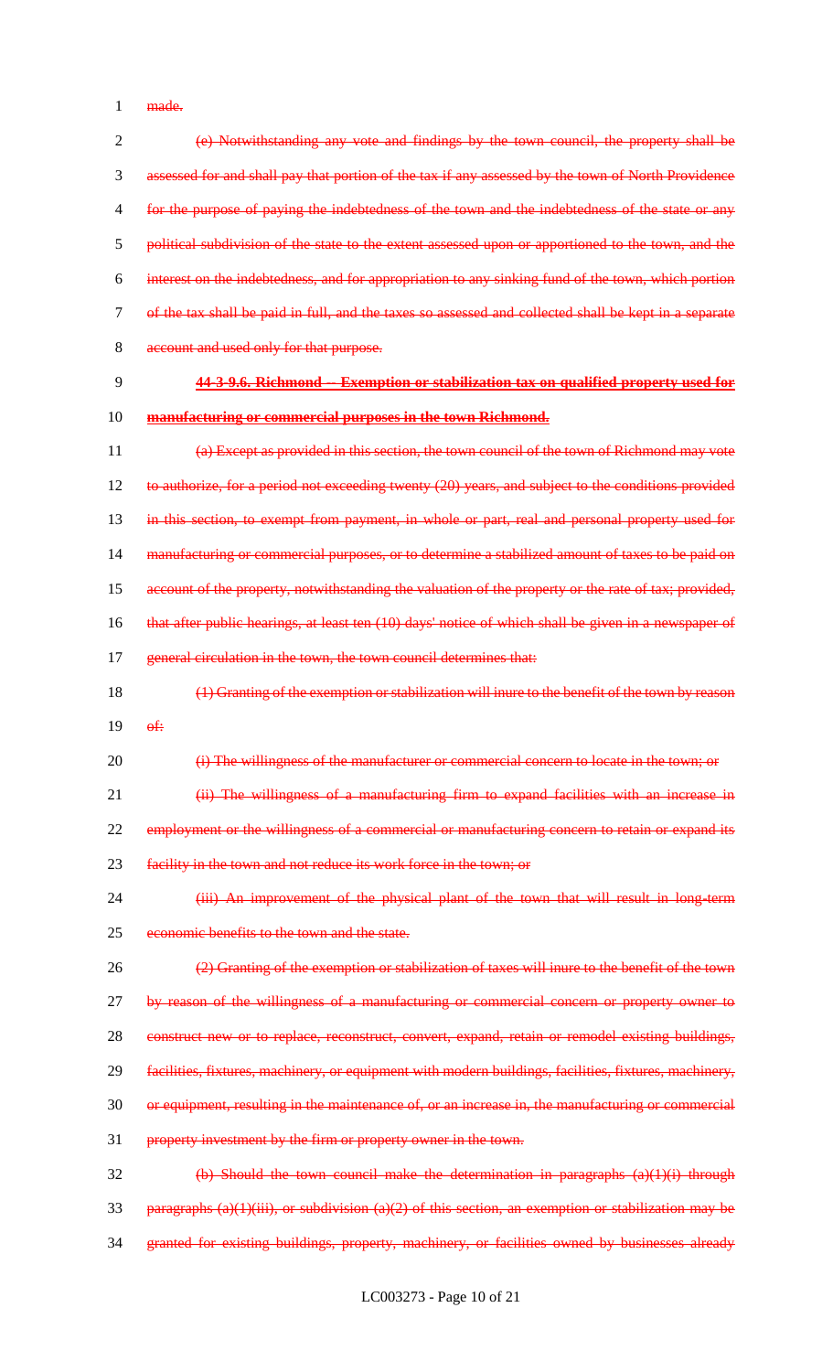made.

(e) Notwithstanding any vote and findings by the town council, the property shall be assessed for and shall pay that portion of the tax if any assessed by the town of North Providence for the purpose of paying the indebtedness of the town and the indebtedness of the state or any political subdivision of the state to the extent assessed upon or apportioned to the town, and the interest on the indebtedness, and for appropriation to any sinking fund of the town, which portion of the tax shall be paid in full, and the taxes so assessed and collected shall be kept in a separate account and used only for that purpose.

**44-3-9.6. Richmond -- Exemption or stabilization tax on qualified property used for manufacturing or commercial purposes in the town Richmond.**

(a) Except as provided in this section, the town council of the town of Richmond may vote to authorize, for a period not exceeding twenty (20) years, and subject to the conditions provided in this section, to exempt from payment, in whole or part, real and personal property used for manufacturing or commercial purposes, or to determine a stabilized amount of taxes to be paid on account of the property, notwithstanding the valuation of the property or the rate of tax; provided, that after public hearings, at least ten (10) days' notice of which shall be given in a newspaper of general circulation in the town, the town council determines that:

(1) Granting of the exemption or stabilization will inure to the benefit of the town by reason of:

(i) The willingness of the manufacturer or commercial concern to locate in the town; or

(ii) The willingness of a manufacturing firm to expand facilities with an increase in employment or the willingness of a commercial or manufacturing concern to retain or expand its facility in the town and not reduce its work force in the town; or

(iii) An improvement of the physical plant of the town that will result in long-term economic benefits to the town and the state.

(2) Granting of the exemption or stabilization of taxes will inure to the benefit of the town by reason of the willingness of a manufacturing or commercial concern or property owner to construct new or to replace, reconstruct, convert, expand, retain or remodel existing buildings, facilities, fixtures, machinery, or equipment with modern buildings, facilities, fixtures, machinery, or equipment, resulting in the maintenance of, or an increase in, the manufacturing or commercial property investment by the firm or property owner in the town.

(b) Should the town council make the determination in paragraphs (a)(1)(i) through paragraphs (a)(1)(iii), or subdivision (a)(2) of this section, an exemption or stabilization may be granted for existing buildings, property, machinery, or facilities owned by businesses already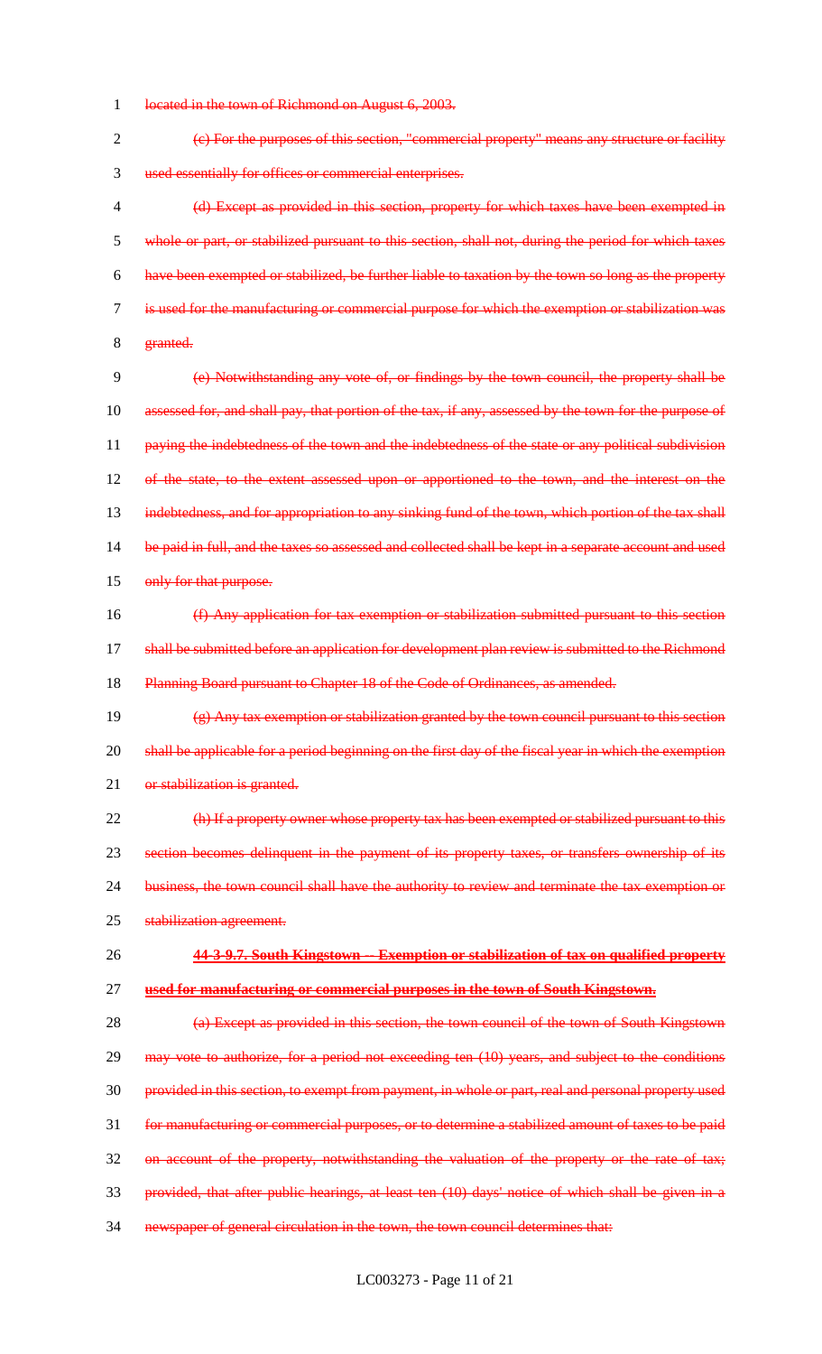located in the town of Richmond on August 6, 2003.

(c) For the purposes of this section, "commercial property" means any structure or facility used essentially for offices or commercial enterprises.

(d) Except as provided in this section, property for which taxes have been exempted in whole or part, or stabilized pursuant to this section, shall not, during the period for which taxes have been exempted or stabilized, be further liable to taxation by the town so long as the property is used for the manufacturing or commercial purpose for which the exemption or stabilization was granted.

(e) Notwithstanding any vote of, or findings by the town council, the property shall be assessed for, and shall pay, that portion of the tax, if any, assessed by the town for the purpose of paying the indebtedness of the town and the indebtedness of the state or any political subdivision of the state, to the extent assessed upon or apportioned to the town, and the interest on the indebtedness, and for appropriation to any sinking fund of the town, which portion of the tax shall be paid in full, and the taxes so assessed and collected shall be kept in a separate account and used only for that purpose.

(f) Any application for tax exemption or stabilization submitted pursuant to this section shall be submitted before an application for development plan review is submitted to the Richmond Planning Board pursuant to Chapter 18 of the Code of Ordinances, as amended.

(g) Any tax exemption or stabilization granted by the town council pursuant to this section shall be applicable for a period beginning on the first day of the fiscal year in which the exemption or stabilization is granted.

(h) If a property owner whose property tax has been exempted or stabilized pursuant to this section becomes delinquent in the payment of its property taxes, or transfers ownership of its business, the town council shall have the authority to review and terminate the tax exemption or stabilization agreement.

**44-3-9.7. South Kingstown -- Exemption or stabilization of tax on qualified property used for manufacturing or commercial purposes in the town of South Kingstown.**

(a) Except as provided in this section, the town council of the town of South Kingstown may vote to authorize, for a period not exceeding ten (10) years, and subject to the conditions provided in this section, to exempt from payment, in whole or part, real and personal property used for manufacturing or commercial purposes, or to determine a stabilized amount of taxes to be paid on account of the property, notwithstanding the valuation of the property or the rate of tax; provided, that after public hearings, at least ten (10) days' notice of which shall be given in a newspaper of general circulation in the town, the town council determines that: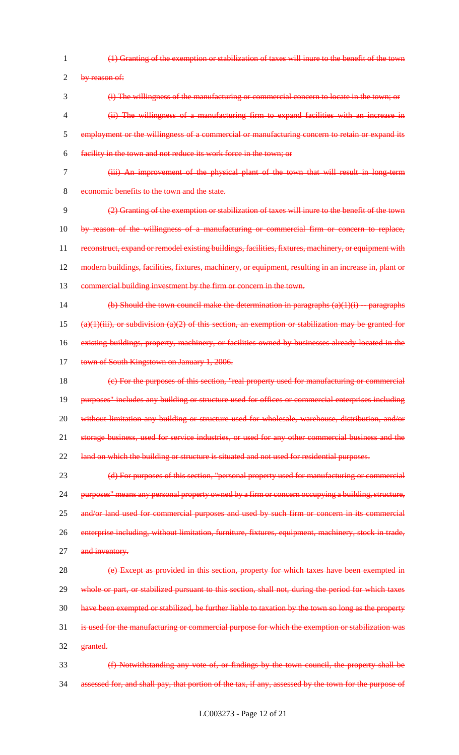(1) Granting of the exemption or stabilization of taxes will inure to the benefit of the town by reason of:

(i) The willingness of the manufacturing or commercial concern to locate in the town; or

(ii) The willingness of a manufacturing firm to expand facilities with an increase in employment or the willingness of a commercial or manufacturing concern to retain or expand its facility in the town and not reduce its work force in the town; or

(iii) An improvement of the physical plant of the town that will result in long-term economic benefits to the town and the state.

(2) Granting of the exemption or stabilization of taxes will inure to the benefit of the town by reason of the willingness of a manufacturing or commercial firm or concern to replace, reconstruct, expand or remodel existing buildings, facilities, fixtures, machinery, or equipment with modern buildings, facilities, fixtures, machinery, or equipment, resulting in an increase in, plant or commercial building investment by the firm or concern in the town.

(b) Should the town council make the determination in paragraphs (a)(1)(i) -- paragraphs (a)(1)(iii), or subdivision (a)(2) of this section, an exemption or stabilization may be granted for existing buildings, property, machinery, or facilities owned by businesses already located in the town of South Kingstown on January 1, 2006.

(c) For the purposes of this section, "real property used for manufacturing or commercial purposes" includes any building or structure used for offices or commercial enterprises including without limitation any building or structure used for wholesale, warehouse, distribution, and/or storage business, used for service industries, or used for any other commercial business and the land on which the building or structure is situated and not used for residential purposes.

(d) For purposes of this section, "personal property used for manufacturing or commercial purposes" means any personal property owned by a firm or concern occupying a building, structure, and/or land used for commercial purposes and used by such firm or concern in its commercial enterprise including, without limitation, furniture, fixtures, equipment, machinery, stock in trade, and inventory.

(e) Except as provided in this section, property for which taxes have been exempted in whole or part, or stabilized pursuant to this section, shall not, during the period for which taxes have been exempted or stabilized, be further liable to taxation by the town so long as the property is used for the manufacturing or commercial purpose for which the exemption or stabilization was granted.

(f) Notwithstanding any vote of, or findings by the town council, the property shall be assessed for, and shall pay, that portion of the tax, if any, assessed by the town for the purpose of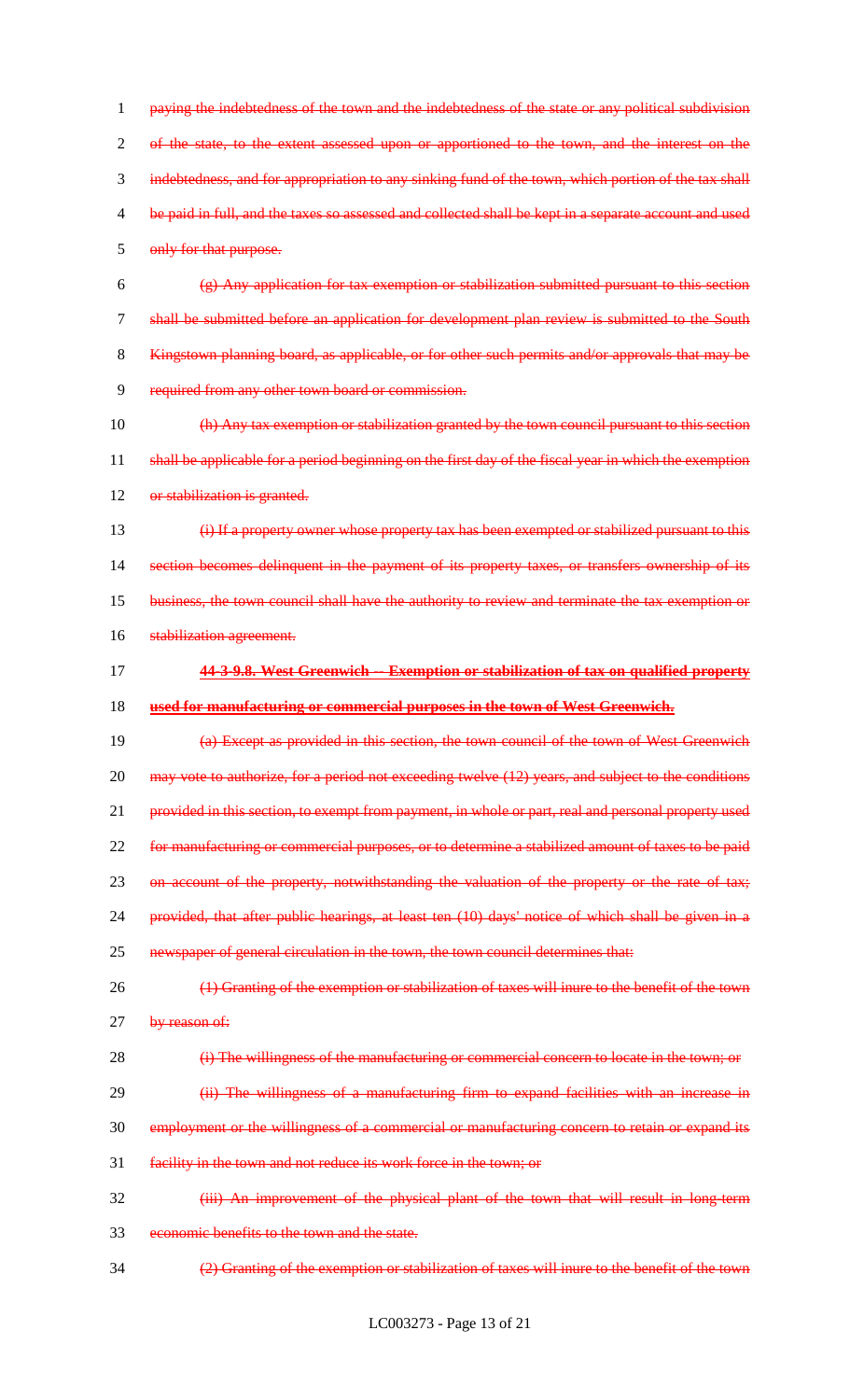paying the indebtedness of the town and the indebtedness of the state or any political subdivision of the state, to the extent assessed upon or apportioned to the town, and the interest on the indebtedness, and for appropriation to any sinking fund of the town, which portion of the tax shall be paid in full, and the taxes so assessed and collected shall be kept in a separate account and used only for that purpose.

(g) Any application for tax exemption or stabilization submitted pursuant to this section shall be submitted before an application for development plan review is submitted to the South Kingstown planning board, as applicable, or for other such permits and/or approvals that may be required from any other town board or commission.

(h) Any tax exemption or stabilization granted by the town council pursuant to this section shall be applicable for a period beginning on the first day of the fiscal year in which the exemption or stabilization is granted.

(i) If a property owner whose property tax has been exempted or stabilized pursuant to this section becomes delinquent in the payment of its property taxes, or transfers ownership of its business, the town council shall have the authority to review and terminate the tax exemption or stabilization agreement.

**44-3-9.8. West Greenwich -- Exemption or stabilization of tax on qualified property used for manufacturing or commercial purposes in the town of West Greenwich.**

(a) Except as provided in this section, the town council of the town of West Greenwich may vote to authorize, for a period not exceeding twelve (12) years, and subject to the conditions provided in this section, to exempt from payment, in whole or part, real and personal property used for manufacturing or commercial purposes, or to determine a stabilized amount of taxes to be paid on account of the property, notwithstanding the valuation of the property or the rate of tax; provided, that after public hearings, at least ten (10) days' notice of which shall be given in a newspaper of general circulation in the town, the town council determines that:

(1) Granting of the exemption or stabilization of taxes will inure to the benefit of the town by reason of:

(i) The willingness of the manufacturing or commercial concern to locate in the town; or

(ii) The willingness of a manufacturing firm to expand facilities with an increase in employment or the willingness of a commercial or manufacturing concern to retain or expand its facility in the town and not reduce its work force in the town; or

(iii) An improvement of the physical plant of the town that will result in long-term economic benefits to the town and the state.

(2) Granting of the exemption or stabilization of taxes will inure to the benefit of the town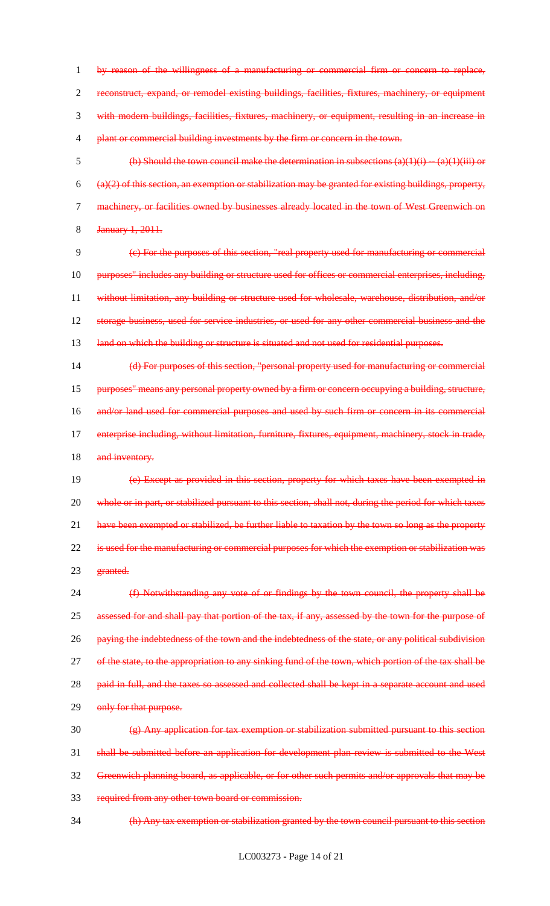by reason of the willingness of a manufacturing or commercial firm or concern to replace, reconstruct, expand, or remodel existing buildings, facilities, fixtures, machinery, or equipment with modern buildings, facilities, fixtures, machinery, or equipment, resulting in an increase in plant or commercial building investments by the firm or concern in the town.

(b) Should the town council make the determination in subsections (a)(1)(i) -- (a)(1)(iii) or (a)(2) of this section, an exemption or stabilization may be granted for existing buildings, property, machinery, or facilities owned by businesses already located in the town of West Greenwich on January 1, 2011.

(c) For the purposes of this section, "real property used for manufacturing or commercial purposes" includes any building or structure used for offices or commercial enterprises, including, without limitation, any building or structure used for wholesale, warehouse, distribution, and/or storage business, used for service industries, or used for any other commercial business and the land on which the building or structure is situated and not used for residential purposes.

(d) For purposes of this section, "personal property used for manufacturing or commercial purposes" means any personal property owned by a firm or concern occupying a building, structure, and/or land used for commercial purposes and used by such firm or concern in its commercial enterprise including, without limitation, furniture, fixtures, equipment, machinery, stock in trade, and inventory.

(e) Except as provided in this section, property for which taxes have been exempted in whole or in part, or stabilized pursuant to this section, shall not, during the period for which taxes have been exempted or stabilized, be further liable to taxation by the town so long as the property is used for the manufacturing or commercial purposes for which the exemption or stabilization was granted.

(f) Notwithstanding any vote of or findings by the town council, the property shall be assessed for and shall pay that portion of the tax, if any, assessed by the town for the purpose of paying the indebtedness of the town and the indebtedness of the state, or any political subdivision of the state, to the appropriation to any sinking fund of the town, which portion of the tax shall be paid in full, and the taxes so assessed and collected shall be kept in a separate account and used only for that purpose.

(g) Any application for tax exemption or stabilization submitted pursuant to this section shall be submitted before an application for development plan review is submitted to the West Greenwich planning board, as applicable, or for other such permits and/or approvals that may be required from any other town board or commission.

(h) Any tax exemption or stabilization granted by the town council pursuant to this section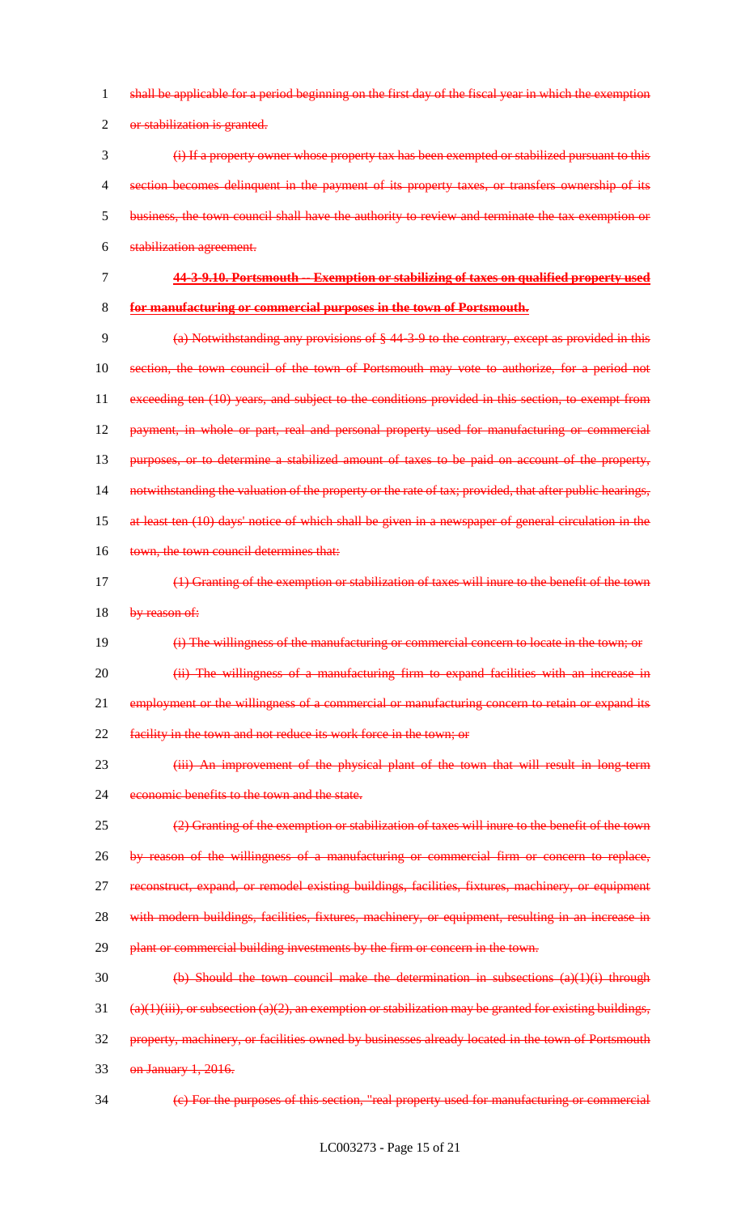shall be applicable for a period beginning on the first day of the fiscal year in which the exemption or stabilization is granted.

(i) If a property owner whose property tax has been exempted or stabilized pursuant to this section becomes delinquent in the payment of its property taxes, or transfers ownership of its business, the town council shall have the authority to review and terminate the tax exemption or stabilization agreement.

**44-3-9.10. Portsmouth -- Exemption or stabilizing of taxes on qualified property used for manufacturing or commercial purposes in the town of Portsmouth.**

(a) Notwithstanding any provisions of § 44-3-9 to the contrary, except as provided in this section, the town council of the town of Portsmouth may vote to authorize, for a period not exceeding ten (10) years, and subject to the conditions provided in this section, to exempt from payment, in whole or part, real and personal property used for manufacturing or commercial purposes, or to determine a stabilized amount of taxes to be paid on account of the property, notwithstanding the valuation of the property or the rate of tax; provided, that after public hearings, at least ten (10) days' notice of which shall be given in a newspaper of general circulation in the town, the town council determines that:

(1) Granting of the exemption or stabilization of taxes will inure to the benefit of the town by reason of:

(i) The willingness of the manufacturing or commercial concern to locate in the town; or

(ii) The willingness of a manufacturing firm to expand facilities with an increase in employment or the willingness of a commercial or manufacturing concern to retain or expand its facility in the town and not reduce its work force in the town; or

(iii) An improvement of the physical plant of the town that will result in long-term economic benefits to the town and the state.

(2) Granting of the exemption or stabilization of taxes will inure to the benefit of the town by reason of the willingness of a manufacturing or commercial firm or concern to replace, reconstruct, expand, or remodel existing buildings, facilities, fixtures, machinery, or equipment with modern buildings, facilities, fixtures, machinery, or equipment, resulting in an increase in plant or commercial building investments by the firm or concern in the town.

(b) Should the town council make the determination in subsections (a)(1)(i) through (a)(1)(iii), or subsection (a)(2), an exemption or stabilization may be granted for existing buildings, property, machinery, or facilities owned by businesses already located in the town of Portsmouth on January 1, 2016.

(c) For the purposes of this section, "real property used for manufacturing or commercial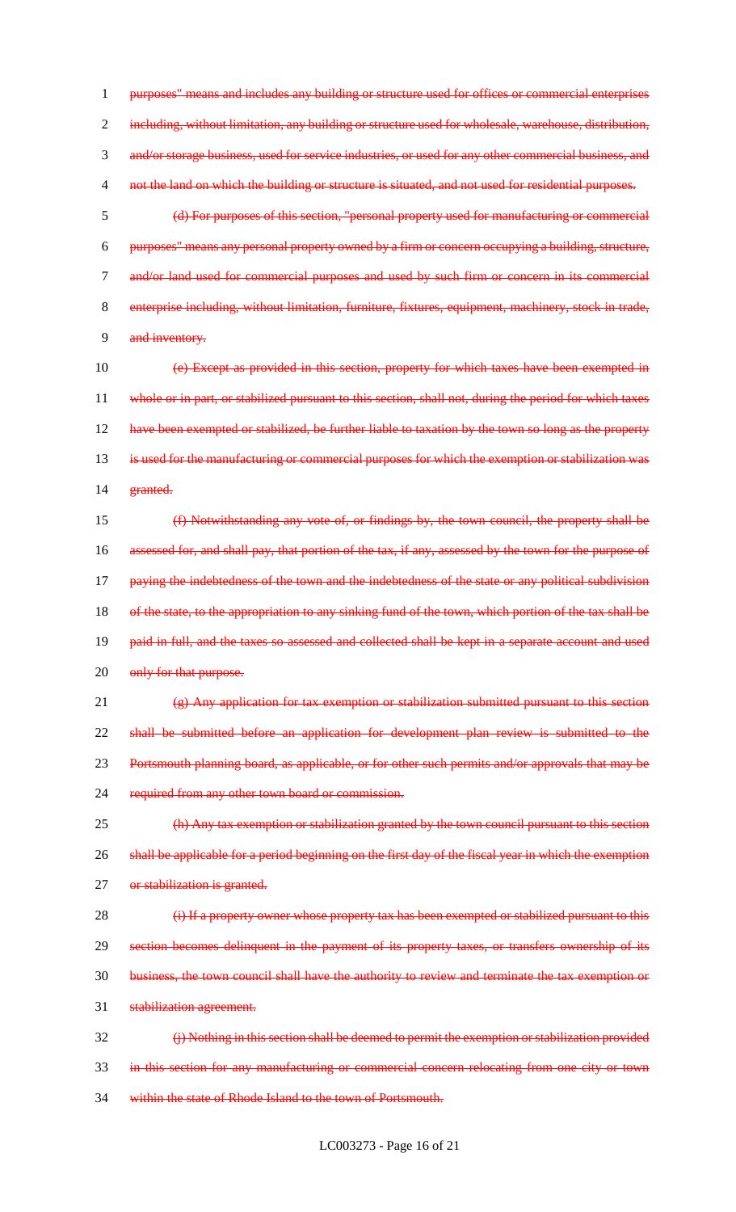purposes" means and includes any building or structure used for offices or commercial enterprises including, without limitation, any building or structure used for wholesale, warehouse, distribution, and/or storage business, used for service industries, or used for any other commercial business, and not the land on which the building or structure is situated, and not used for residential purposes.

(d) For purposes of this section, "personal property used for manufacturing or commercial purposes" means any personal property owned by a firm or concern occupying a building, structure, and/or land used for commercial purposes and used by such firm or concern in its commercial enterprise including, without limitation, furniture, fixtures, equipment, machinery, stock in trade, and inventory.

(e) Except as provided in this section, property for which taxes have been exempted in whole or in part, or stabilized pursuant to this section, shall not, during the period for which taxes have been exempted or stabilized, be further liable to taxation by the town so long as the property is used for the manufacturing or commercial purposes for which the exemption or stabilization was granted.

(f) Notwithstanding any vote of, or findings by, the town council, the property shall be assessed for, and shall pay, that portion of the tax, if any, assessed by the town for the purpose of paying the indebtedness of the town and the indebtedness of the state or any political subdivision of the state, to the appropriation to any sinking fund of the town, which portion of the tax shall be paid in full, and the taxes so assessed and collected shall be kept in a separate account and used only for that purpose.

(g) Any application for tax exemption or stabilization submitted pursuant to this section shall be submitted before an application for development plan review is submitted to the Portsmouth planning board, as applicable, or for other such permits and/or approvals that may be required from any other town board or commission.

(h) Any tax exemption or stabilization granted by the town council pursuant to this section shall be applicable for a period beginning on the first day of the fiscal year in which the exemption or stabilization is granted.

(i) If a property owner whose property tax has been exempted or stabilized pursuant to this section becomes delinquent in the payment of its property taxes, or transfers ownership of its business, the town council shall have the authority to review and terminate the tax exemption or stabilization agreement.

(j) Nothing in this section shall be deemed to permit the exemption or stabilization provided in this section for any manufacturing or commercial concern relocating from one city or town within the state of Rhode Island to the town of Portsmouth.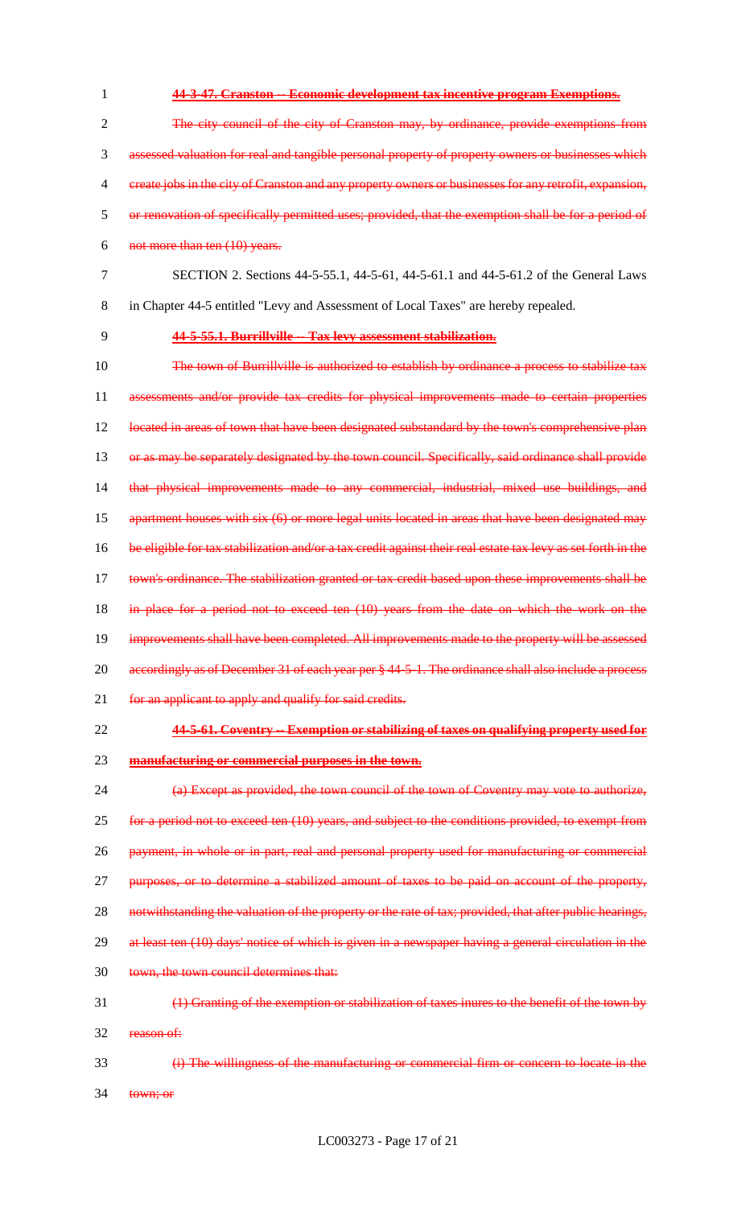~~**44-3-47. Cranston -- Economic development tax incentive program Exemptions.**~~

~~The city council of the city of Cranston may, by ordinance, provide exemptions from assessed valuation for real and tangible personal property of property owners or businesses which create jobs in the city of Cranston and any property owners or businesses for any retrofit, expansion, or renovation of specifically permitted uses; provided, that the exemption shall be for a period of not more than ten (10) years.~~

SECTION 2. Sections 44-5-55.1, 44-5-61, 44-5-61.1 and 44-5-61.2 of the General Laws in Chapter 44-5 entitled "Levy and Assessment of Local Taxes" are hereby repealed.

~~**44-5-55.1. Burrillville -- Tax levy assessment stabilization.**~~

~~The town of Burrillville is authorized to establish by ordinance a process to stabilize tax assessments and/or provide tax credits for physical improvements made to certain properties located in areas of town that have been designated substandard by the town's comprehensive plan or as may be separately designated by the town council. Specifically, said ordinance shall provide that physical improvements made to any commercial, industrial, mixed use buildings, and apartment houses with six (6) or more legal units located in areas that have been designated may be eligible for tax stabilization and/or a tax credit against their real estate tax levy as set forth in the town's ordinance. The stabilization granted or tax credit based upon these improvements shall be in place for a period not to exceed ten (10) years from the date on which the work on the improvements shall have been completed. All improvements made to the property will be assessed accordingly as of December 31 of each year per § 44-5-1. The ordinance shall also include a process for an applicant to apply and qualify for said credits.~~

~~**44-5-61. Coventry -- Exemption or stabilizing of taxes on qualifying property used for manufacturing or commercial purposes in the town.**~~

~~(a) Except as provided, the town council of the town of Coventry may vote to authorize, for a period not to exceed ten (10) years, and subject to the conditions provided, to exempt from payment, in whole or in part, real and personal property used for manufacturing or commercial purposes, or to determine a stabilized amount of taxes to be paid on account of the property, notwithstanding the valuation of the property or the rate of tax; provided, that after public hearings, at least ten (10) days' notice of which is given in a newspaper having a general circulation in the town, the town council determines that:~~

~~(1) Granting of the exemption or stabilization of taxes inures to the benefit of the town by reason of:~~

~~(i) The willingness of the manufacturing or commercial firm or concern to locate in the town; or~~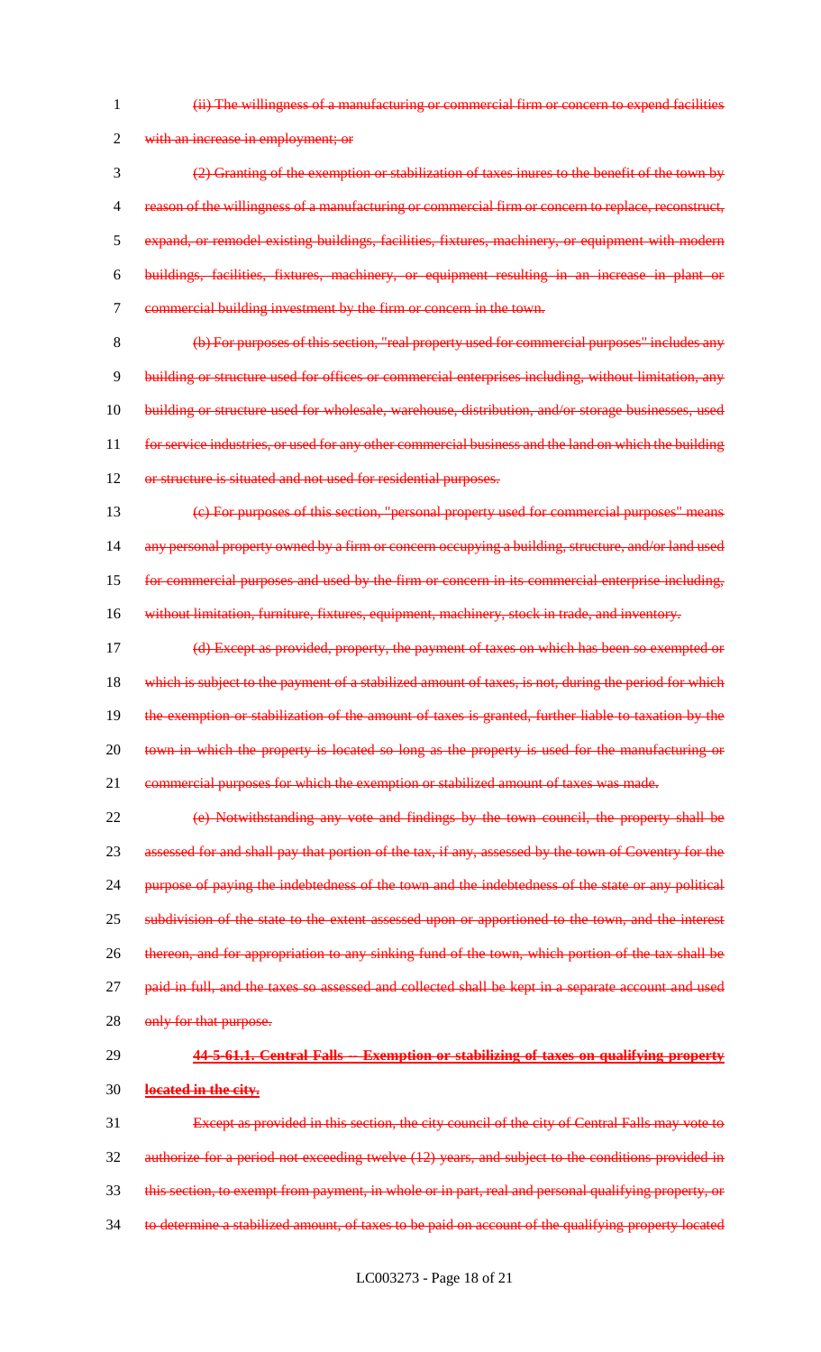(ii) The willingness of a manufacturing or commercial firm or concern to expend facilities with an increase in employment; or

(2) Granting of the exemption or stabilization of taxes inures to the benefit of the town by reason of the willingness of a manufacturing or commercial firm or concern to replace, reconstruct, expand, or remodel existing buildings, facilities, fixtures, machinery, or equipment with modern buildings, facilities, fixtures, machinery, or equipment resulting in an increase in plant or commercial building investment by the firm or concern in the town.

(b) For purposes of this section, "real property used for commercial purposes" includes any building or structure used for offices or commercial enterprises including, without limitation, any building or structure used for wholesale, warehouse, distribution, and/or storage businesses, used for service industries, or used for any other commercial business and the land on which the building or structure is situated and not used for residential purposes.

(c) For purposes of this section, "personal property used for commercial purposes" means any personal property owned by a firm or concern occupying a building, structure, and/or land used for commercial purposes and used by the firm or concern in its commercial enterprise including, without limitation, furniture, fixtures, equipment, machinery, stock in trade, and inventory.

(d) Except as provided, property, the payment of taxes on which has been so exempted or which is subject to the payment of a stabilized amount of taxes, is not, during the period for which the exemption or stabilization of the amount of taxes is granted, further liable to taxation by the town in which the property is located so long as the property is used for the manufacturing or commercial purposes for which the exemption or stabilized amount of taxes was made.

(e) Notwithstanding any vote and findings by the town council, the property shall be assessed for and shall pay that portion of the tax, if any, assessed by the town of Coventry for the purpose of paying the indebtedness of the town and the indebtedness of the state or any political subdivision of the state to the extent assessed upon or apportioned to the town, and the interest thereon, and for appropriation to any sinking fund of the town, which portion of the tax shall be paid in full, and the taxes so assessed and collected shall be kept in a separate account and used only for that purpose.

**44-5-61.1. Central Falls -- Exemption or stabilizing of taxes on qualifying property located in the city.**

Except as provided in this section, the city council of the city of Central Falls may vote to authorize for a period not exceeding twelve (12) years, and subject to the conditions provided in this section, to exempt from payment, in whole or in part, real and personal qualifying property, or to determine a stabilized amount, of taxes to be paid on account of the qualifying property located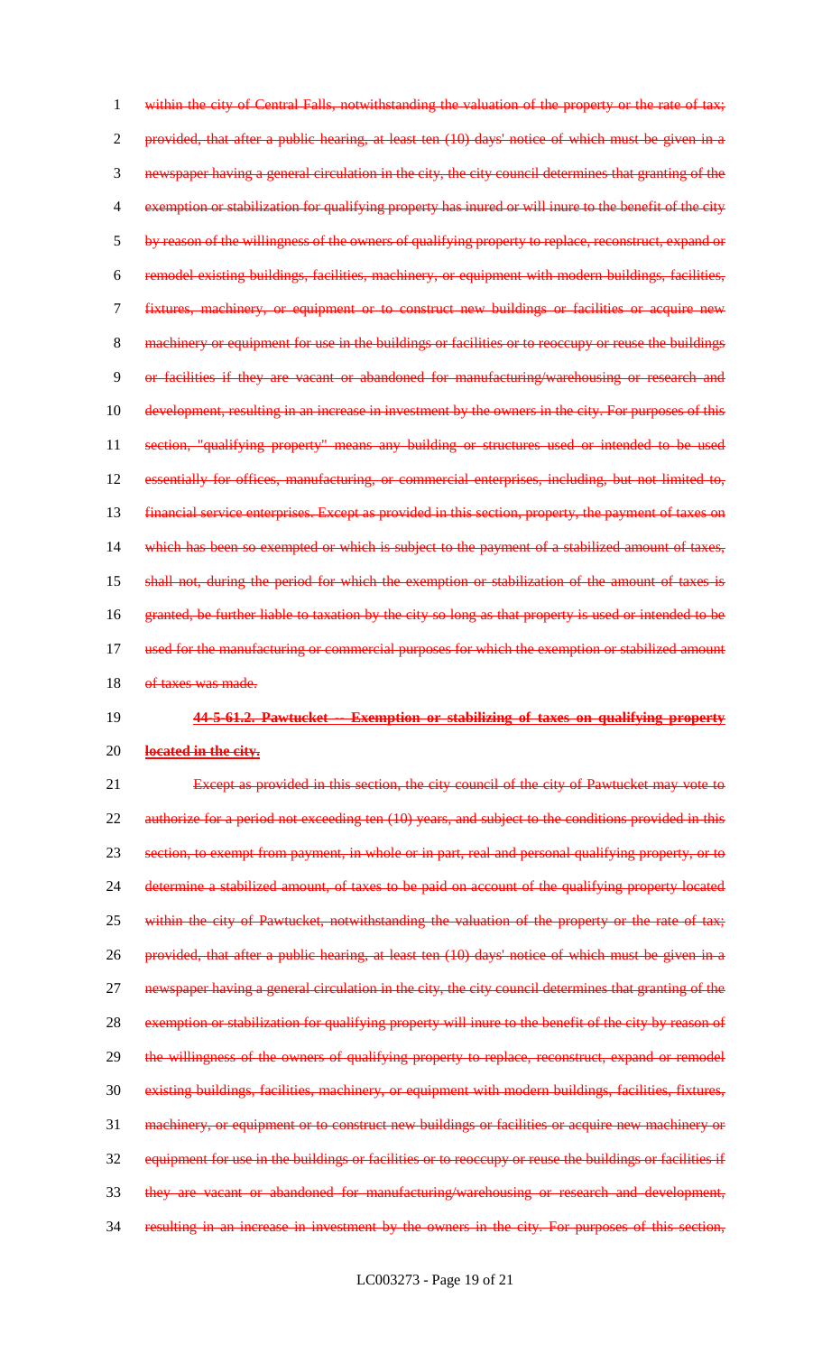~~within the city of Central Falls, notwithstanding the valuation of the property or the rate of tax; provided, that after a public hearing, at least ten (10) days' notice of which must be given in a newspaper having a general circulation in the city, the city council determines that granting of the exemption or stabilization for qualifying property has inured or will inure to the benefit of the city by reason of the willingness of the owners of qualifying property to replace, reconstruct, expand or remodel existing buildings, facilities, machinery, or equipment with modern buildings, facilities, fixtures, machinery, or equipment or to construct new buildings or facilities or acquire new machinery or equipment for use in the buildings or facilities or to reoccupy or reuse the buildings or facilities if they are vacant or abandoned for manufacturing/warehousing or research and development, resulting in an increase in investment by the owners in the city. For purposes of this section, "qualifying property" means any building or structures used or intended to be used essentially for offices, manufacturing, or commercial enterprises, including, but not limited to, financial service enterprises. Except as provided in this section, property, the payment of taxes on which has been so exempted or which is subject to the payment of a stabilized amount of taxes, shall not, during the period for which the exemption or stabilization of the amount of taxes is granted, be further liable to taxation by the city so long as that property is used or intended to be used for the manufacturing or commercial purposes for which the exemption or stabilized amount of taxes was made.~~

**~~44-5-61.2. Pawtucket -- Exemption or stabilizing of taxes on qualifying property located in the city.~~**

~~Except as provided in this section, the city council of the city of Pawtucket may vote to authorize for a period not exceeding ten (10) years, and subject to the conditions provided in this section, to exempt from payment, in whole or in part, real and personal qualifying property, or to determine a stabilized amount, of taxes to be paid on account of the qualifying property located within the city of Pawtucket, notwithstanding the valuation of the property or the rate of tax; provided, that after a public hearing, at least ten (10) days' notice of which must be given in a newspaper having a general circulation in the city, the city council determines that granting of the exemption or stabilization for qualifying property will inure to the benefit of the city by reason of the willingness of the owners of qualifying property to replace, reconstruct, expand or remodel existing buildings, facilities, machinery, or equipment with modern buildings, facilities, fixtures, machinery, or equipment or to construct new buildings or facilities or acquire new machinery or equipment for use in the buildings or facilities or to reoccupy or reuse the buildings or facilities if they are vacant or abandoned for manufacturing/warehousing or research and development, resulting in an increase in investment by the owners in the city. For purposes of this section,~~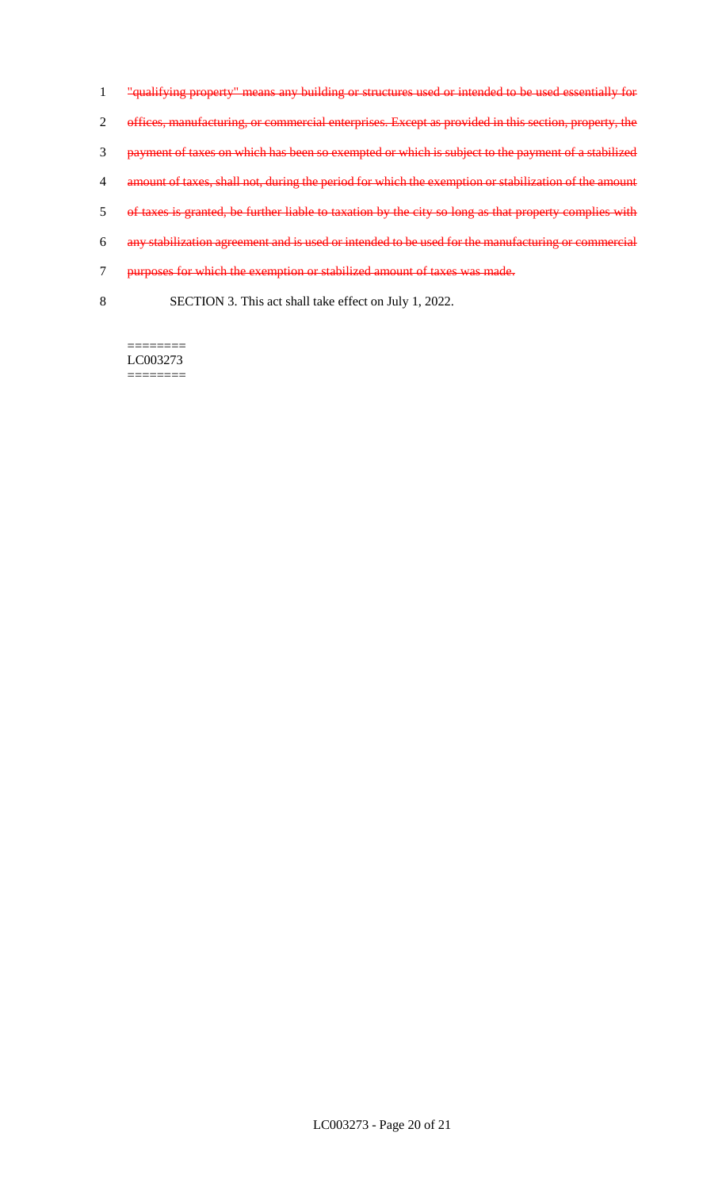~~"qualifying property" means any building or structures used or intended to be used essentially for offices, manufacturing, or commercial enterprises. Except as provided in this section, property, the payment of taxes on which has been so exempted or which is subject to the payment of a stabilized amount of taxes, shall not, during the period for which the exemption or stabilization of the amount of taxes is granted, be further liable to taxation by the city so long as that property complies with any stabilization agreement and is used or intended to be used for the manufacturing or commercial purposes for which the exemption or stabilized amount of taxes was made.~~

SECTION 3. This act shall take effect on July 1, 2022.

========
LC003273
========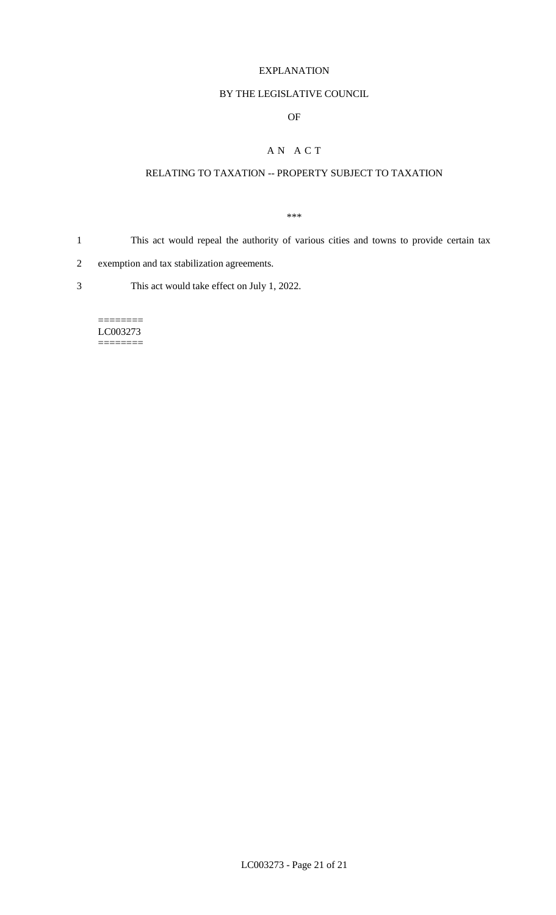EXPLANATION

BY THE LEGISLATIVE COUNCIL

OF

A N A C T

RELATING TO TAXATION -- PROPERTY SUBJECT TO TAXATION

\*\*\*

1 This act would repeal the authority of various cities and towns to provide certain tax
2 exemption and tax stabilization agreements.
3 This act would take effect on July 1, 2022.

========
LC003273
========